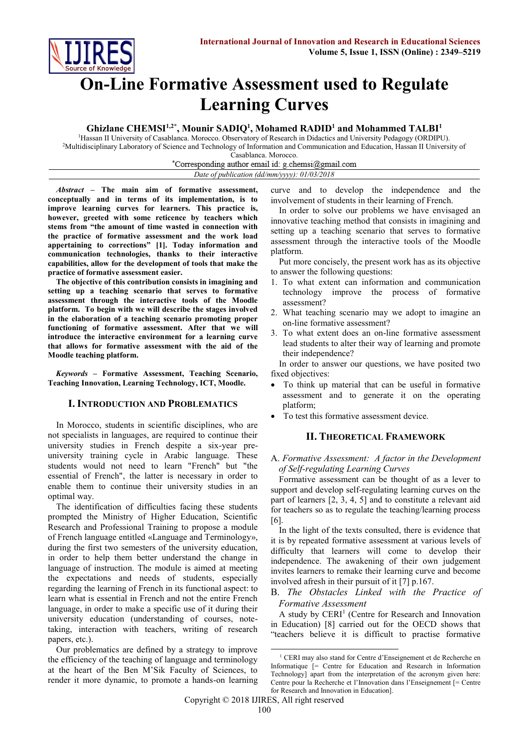# On-Line Formative Assessment used to Regulate Learning Curves

**Ghizlane CHEMSI[1,2*], Mounir SADIQ[1], Mohamed RADID[1] and Mohammed TALBI[1]**

[1]Hassan II University of Casablanca. Morocco. Observatory of Research in Didactics and University Pedagogy (ORDIPU).
[2]Multidisciplinary Laboratory of Science and Technology of Information and Communication and Education, Hassan II University of Casablanca. Morocco.

*Corresponding author email id: g.chemsi@gmail.com

*Date of publication (dd/mm/yyyy): 01/03/2018*

***Abstract* – The main aim of formative assessment, conceptually and in terms of its implementation, is to improve learning curves for learners. This practice is, however, greeted with some reticence by teachers which stems from "the amount of time wasted in connection with the practice of formative assessment and the work load appertaining to corrections" [1]. Today information and communication technologies, thanks to their interactive capabilities, allow for the development of tools that make the practice of formative assessment easier.**

**The objective of this contribution consists in imagining and setting up a teaching scenario that serves to formative assessment through the interactive tools of the Moodle platform. To begin with we will describe the stages involved in the elaboration of a teaching scenario promoting proper functioning of formative assessment. After that we will introduce the interactive environment for a learning curve that allows for formative assessment with the aid of the Moodle teaching platform.**

***Keywords* – Formative Assessment, Teaching Scenario, Teaching Innovation, Learning Technology, ICT, Moodle.**

## I. Introduction and Problematics

In Morocco, students in scientific disciplines, who are not specialists in languages, are required to continue their university studies in French despite a six-year pre-university training cycle in Arabic language. These students would not need to learn "French" but "the essential of French", the latter is necessary in order to enable them to continue their university studies in an optimal way.

The identification of difficulties facing these students prompted the Ministry of Higher Education, Scientific Research and Professional Training to propose a module of French language entitled «Language and Terminology», during the first two semesters of the university education, in order to help them better understand the change in language of instruction. The module is aimed at meeting the expectations and needs of students, especially regarding the learning of French in its functional aspect: to learn what is essential in French and not the entire French language, in order to make a specific use of it during their university education (understanding of courses, note-taking, interaction with teachers, writing of research papers, etc.).

Our problematics are defined by a strategy to improve the efficiency of the teaching of language and terminology at the heart of the Ben M'Sik Faculty of Sciences, to render it more dynamic, to promote a hands-on learning curve and to develop the independence and the involvement of students in their learning of French.

In order to solve our problems we have envisaged an innovative teaching method that consists in imagining and setting up a teaching scenario that serves to formative assessment through the interactive tools of the Moodle platform.

Put more concisely, the present work has as its objective to answer the following questions:

1. To what extent can information and communication technology improve the process of formative assessment?
2. What teaching scenario may we adopt to imagine an on-line formative assessment?
3. To what extent does an on-line formative assessment lead students to alter their way of learning and promote their independence?

In order to answer our questions, we have posited two fixed objectives:

- To think up material that can be useful in formative assessment and to generate it on the operating platform;
- To test this formative assessment device.

## II. Theoretical Framework

### A. *Formative Assessment: A factor in the Development of Self-regulating Learning Curves*

Formative assessment can be thought of as a lever to support and develop self-regulating learning curves on the part of learners [2, 3, 4, 5] and to constitute a relevant aid for teachers so as to regulate the teaching/learning process [6].

In the light of the texts consulted, there is evidence that it is by repeated formative assessment at various levels of difficulty that learners will come to develop their independence. The awakening of their own judgement invites learners to remake their learning curve and become involved afresh in their pursuit of it [7] p.167.

### B. *The Obstacles Linked with the Practice of Formative Assessment*

A study by CERI[1] (Centre for Research and Innovation in Education) [8] carried out for the OECD shows that "teachers believe it is difficult to practise formative

---

[1] CERI may also stand for Centre d'Enseignement et de Recherche en Informatique [= Centre for Education and Research in Information Technology] apart from the interpretation of the acronym given here: Centre pour la Recherche et l'Innovation dans l'Enseignement [= Centre for Research and Innovation in Education].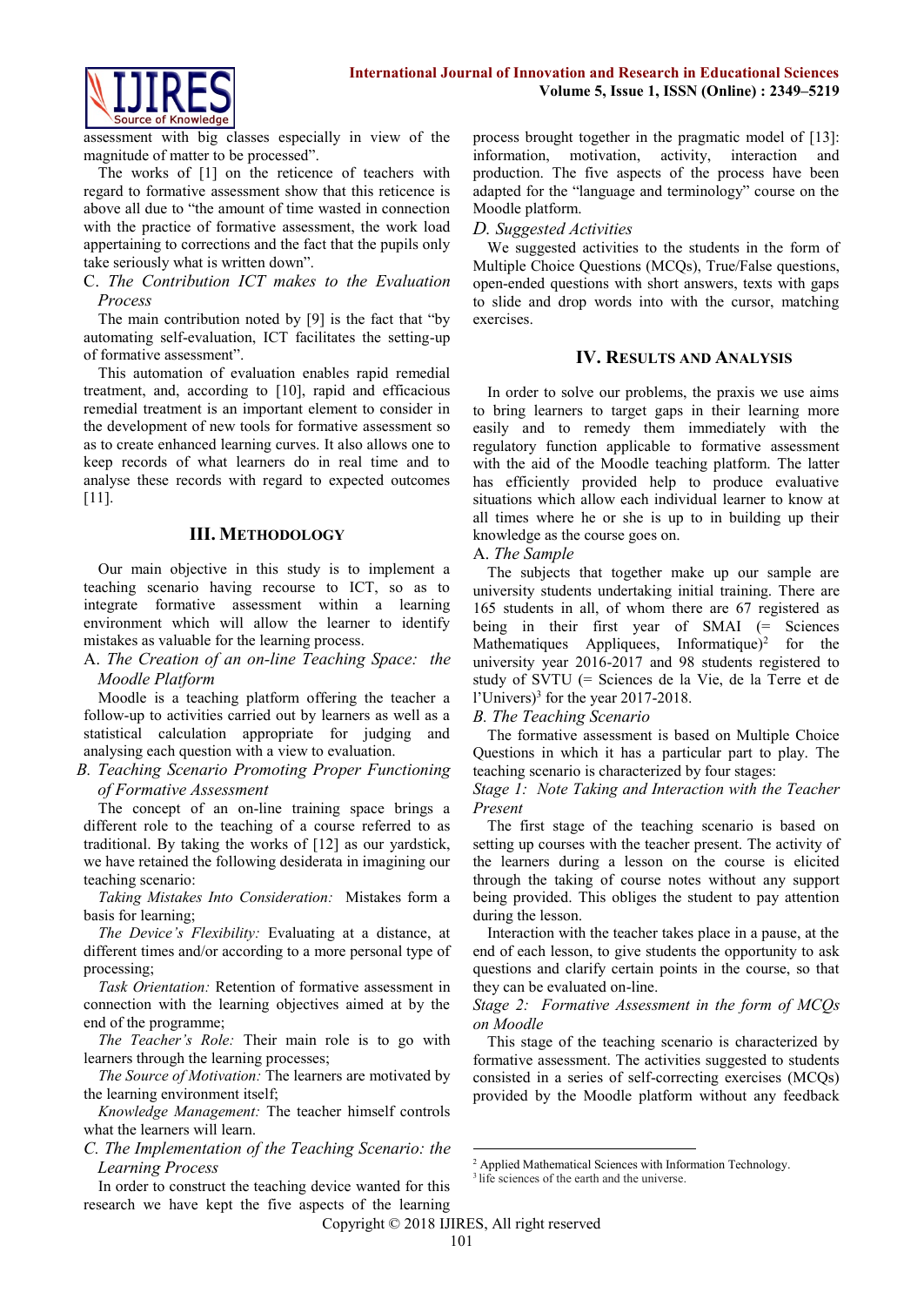assessment with big classes especially in view of the magnitude of matter to be processed".

The works of [1] on the reticence of teachers with regard to formative assessment show that this reticence is above all due to "the amount of time wasted in connection with the practice of formative assessment, the work load appertaining to corrections and the fact that the pupils only take seriously what is written down".

### C. *The Contribution ICT makes to the Evaluation Process*

The main contribution noted by [9] is the fact that "by automating self-evaluation, ICT facilitates the setting-up of formative assessment".

This automation of evaluation enables rapid remedial treatment, and, according to [10], rapid and efficacious remedial treatment is an important element to consider in the development of new tools for formative assessment so as to create enhanced learning curves. It also allows one to keep records of what learners do in real time and to analyse these records with regard to expected outcomes [11].

## III. Methodology

Our main objective in this study is to implement a teaching scenario having recourse to ICT, so as to integrate formative assessment within a learning environment which will allow the learner to identify mistakes as valuable for the learning process.

### A. *The Creation of an on-line Teaching Space: the Moodle Platform*

Moodle is a teaching platform offering the teacher a follow-up to activities carried out by learners as well as a statistical calculation appropriate for judging and analysing each question with a view to evaluation.

### B. *Teaching Scenario Promoting Proper Functioning of Formative Assessment*

The concept of an on-line training space brings a different role to the teaching of a course referred to as traditional. By taking the works of [12] as our yardstick, we have retained the following desiderata in imagining our teaching scenario:

*Taking Mistakes Into Consideration:* Mistakes form a basis for learning;

*The Device's Flexibility:* Evaluating at a distance, at different times and/or according to a more personal type of processing;

*Task Orientation:* Retention of formative assessment in connection with the learning objectives aimed at by the end of the programme;

*The Teacher's Role:* Their main role is to go with learners through the learning processes;

*The Source of Motivation:* The learners are motivated by the learning environment itself;

*Knowledge Management:* The teacher himself controls what the learners will learn.

### C. *The Implementation of the Teaching Scenario: the Learning Process*

In order to construct the teaching device wanted for this research we have kept the five aspects of the learning process brought together in the pragmatic model of [13]: information, motivation, activity, interaction and production. The five aspects of the process have been adapted for the "language and terminology" course on the Moodle platform.

### D. *Suggested Activities*

We suggested activities to the students in the form of Multiple Choice Questions (MCQs), True/False questions, open-ended questions with short answers, texts with gaps to slide and drop words into with the cursor, matching exercises.

## IV. Results and Analysis

In order to solve our problems, the praxis we use aims to bring learners to target gaps in their learning more easily and to remedy them immediately with the regulatory function applicable to formative assessment with the aid of the Moodle teaching platform. The latter has efficiently provided help to produce evaluative situations which allow each individual learner to know at all times where he or she is up to in building up their knowledge as the course goes on.

### A. *The Sample*

The subjects that together make up our sample are university students undertaking initial training. There are 165 students in all, of whom there are 67 registered as being in their first year of SMAI (= Sciences Mathematiques Appliquees, Informatique)[2] for the university year 2016-2017 and 98 students registered to study of SVTU (= Sciences de la Vie, de la Terre et de l'Univers)[3] for the year 2017-2018.

### B. *The Teaching Scenario*

The formative assessment is based on Multiple Choice Questions in which it has a particular part to play. The teaching scenario is characterized by four stages:

*Stage 1: Note Taking and Interaction with the Teacher Present*

The first stage of the teaching scenario is based on setting up courses with the teacher present. The activity of the learners during a lesson on the course is elicited through the taking of course notes without any support being provided. This obliges the student to pay attention during the lesson.

Interaction with the teacher takes place in a pause, at the end of each lesson, to give students the opportunity to ask questions and clarify certain points in the course, so that they can be evaluated on-line.

*Stage 2: Formative Assessment in the form of MCQs on Moodle*

This stage of the teaching scenario is characterized by formative assessment. The activities suggested to students consisted in a series of self-correcting exercises (MCQs) provided by the Moodle platform without any feedback

---

[2] Applied Mathematical Sciences with Information Technology.
[3] life sciences of the earth and the universe.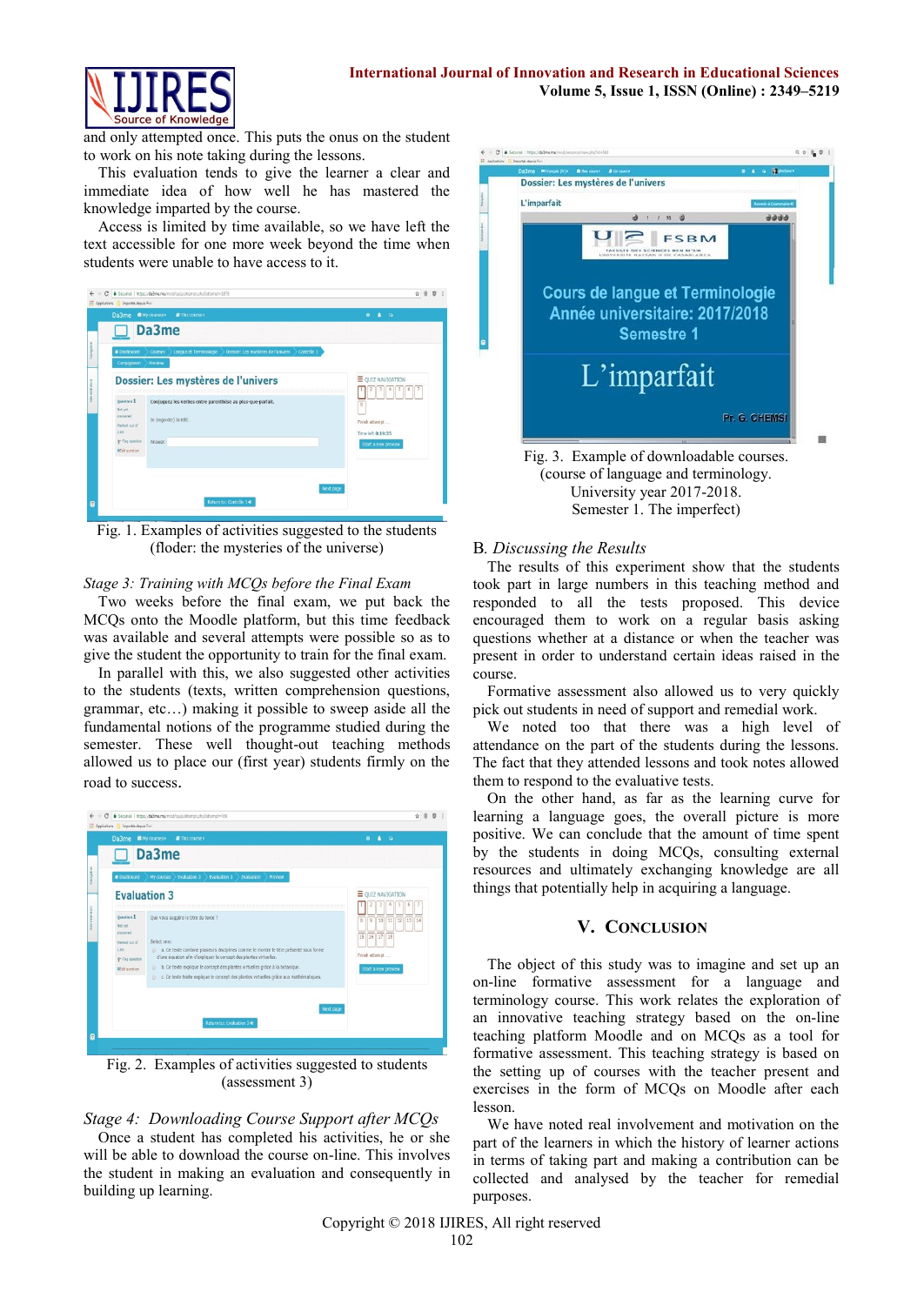and only attempted once. This puts the onus on the student to work on his note taking during the lessons.

This evaluation tends to give the learner a clear and immediate idea of how well he has mastered the knowledge imparted by the course.

Access is limited by time available, so we have left the text accessible for one more week beyond the time when students were unable to have access to it.

Fig. 1. Examples of activities suggested to the students (floder: the mysteries of the universe)

*Stage 3: Training with MCQs before the Final Exam*

Two weeks before the final exam, we put back the MCQs onto the Moodle platform, but this time feedback was available and several attempts were possible so as to give the student the opportunity to train for the final exam.

In parallel with this, we also suggested other activities to the students (texts, written comprehension questions, grammar, etc…) making it possible to sweep aside all the fundamental notions of the programme studied during the semester. These well thought-out teaching methods allowed us to place our (first year) students firmly on the road to success.

Fig. 2. Examples of activities suggested to students (assessment 3)

*Stage 4: Downloading Course Support after MCQs*

Once a student has completed his activities, he or she will be able to download the course on-line. This involves the student in making an evaluation and consequently in building up learning.

Fig. 3. Example of downloadable courses. (course of language and terminology. University year 2017-2018. Semester 1. The imperfect)

### B. *Discussing the Results*

The results of this experiment show that the students took part in large numbers in this teaching method and responded to all the tests proposed. This device encouraged them to work on a regular basis asking questions whether at a distance or when the teacher was present in order to understand certain ideas raised in the course.

Formative assessment also allowed us to very quickly pick out students in need of support and remedial work.

We noted too that there was a high level of attendance on the part of the students during the lessons. The fact that they attended lessons and took notes allowed them to respond to the evaluative tests.

On the other hand, as far as the learning curve for learning a language goes, the overall picture is more positive. We can conclude that the amount of time spent by the students in doing MCQs, consulting external resources and ultimately exchanging knowledge are all things that potentially help in acquiring a language.

## V. Conclusion

The object of this study was to imagine and set up an on-line formative assessment for a language and terminology course. This work relates the exploration of an innovative teaching strategy based on the on-line teaching platform Moodle and on MCQs as a tool for formative assessment. This teaching strategy is based on the setting up of courses with the teacher present and exercises in the form of MCQs on Moodle after each lesson.

We have noted real involvement and motivation on the part of the learners in which the history of learner actions in terms of taking part and making a contribution can be collected and analysed by the teacher for remedial purposes.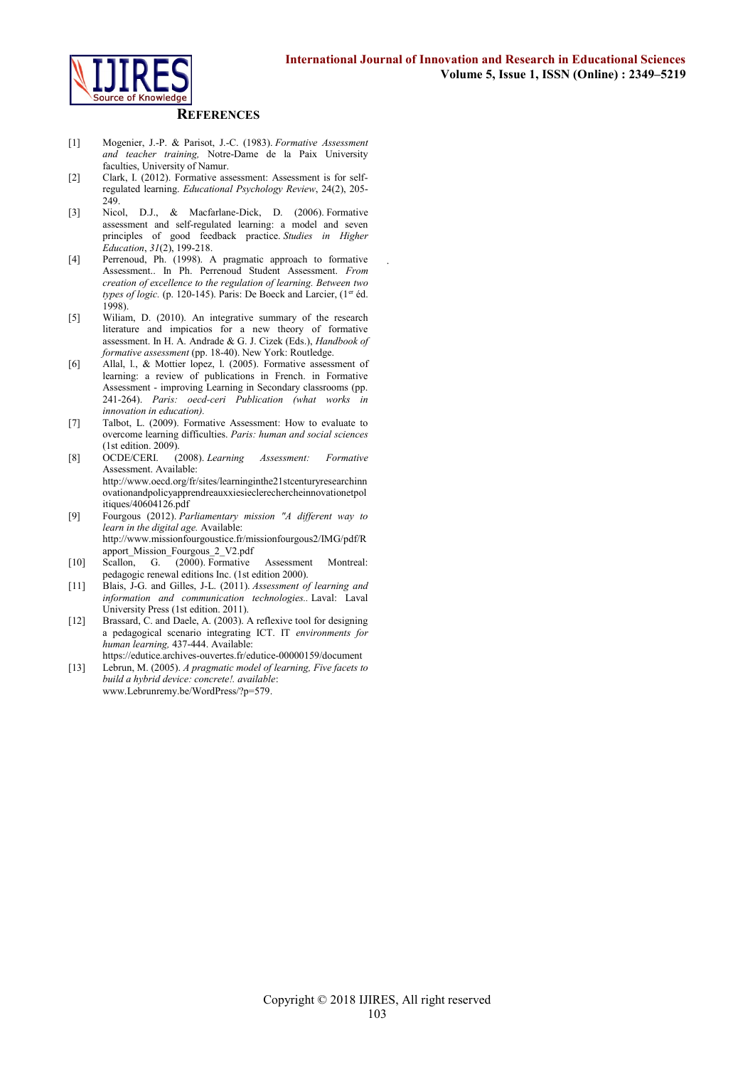## REFERENCES

[1] Mogenier, J.-P. & Parisot, J.-C. (1983). *Formative Assessment and teacher training,* Notre-Dame de la Paix University faculties, University of Namur.

[2] Clark, I. (2012). Formative assessment: Assessment is for self-regulated learning. *Educational Psychology Review*, 24(2), 205-249.

[3] Nicol, D.J., & Macfarlane-Dick, D. (2006). Formative assessment and self-regulated learning: a model and seven principles of good feedback practice. *Studies in Higher Education*, *31*(2), 199-218.

[4] Perrenoud, Ph. (1998). A pragmatic approach to formative Assessment.. In Ph. Perrenoud Student Assessment. *From creation of excellence to the regulation of learning. Between two types of logic.* (p. 120-145). Paris: De Boeck and Larcier, (1er éd. 1998).

[5] Wiliam, D. (2010). An integrative summary of the research literature and impicatios for a new theory of formative assessment. In H. A. Andrade & G. J. Cizek (Eds.), *Handbook of formative assessment* (pp. 18-40). New York: Routledge.

[6] Allal, l., & Mottier lopez, l. (2005). Formative assessment of learning: a review of publications in French. in Formative Assessment - improving Learning in Secondary classrooms (pp. 241-264). *Paris: oecd-ceri Publication (what works in innovation in education).*

[7] Talbot, L. (2009). Formative Assessment: How to evaluate to overcome learning difficulties. *Paris: human and social sciences* (1st edition. 2009).

[8] OCDE/CERI. (2008). *Learning Assessment: Formative* Assessment. Available: http://www.oecd.org/fr/sites/learninginthe21stcenturyresearchinnovationandpolicyapprendreauxxiesieclerechercheinnovationetpolitiques/40604126.pdf

[9] Fourgous (2012). *Parliamentary mission "A different way to learn in the digital age.* Available: http://www.missionfourgoustice.fr/missionfourgous2/IMG/pdf/Rapport_Mission_Fourgous_2_V2.pdf

[10] Scallon, G. (2000). Formative Assessment Montreal: pedagogic renewal editions Inc. (1st edition 2000).

[11] Blais, J-G. and Gilles, J-L. (2011). *Assessment of learning and information and communication technologies..* Laval: Laval University Press (1st edition. 2011).

[12] Brassard, C. and Daele, A. (2003). A reflexive tool for designing a pedagogical scenario integrating ICT. IT *environments for human learning,* 437-444. Available: https://edutice.archives-ouvertes.fr/edutice-00000159/document

[13] Lebrun, M. (2005). *A pragmatic model of learning, Five facets to build a hybrid device: concrete!. available*: www.Lebrunremy.be/WordPress/?p=579.